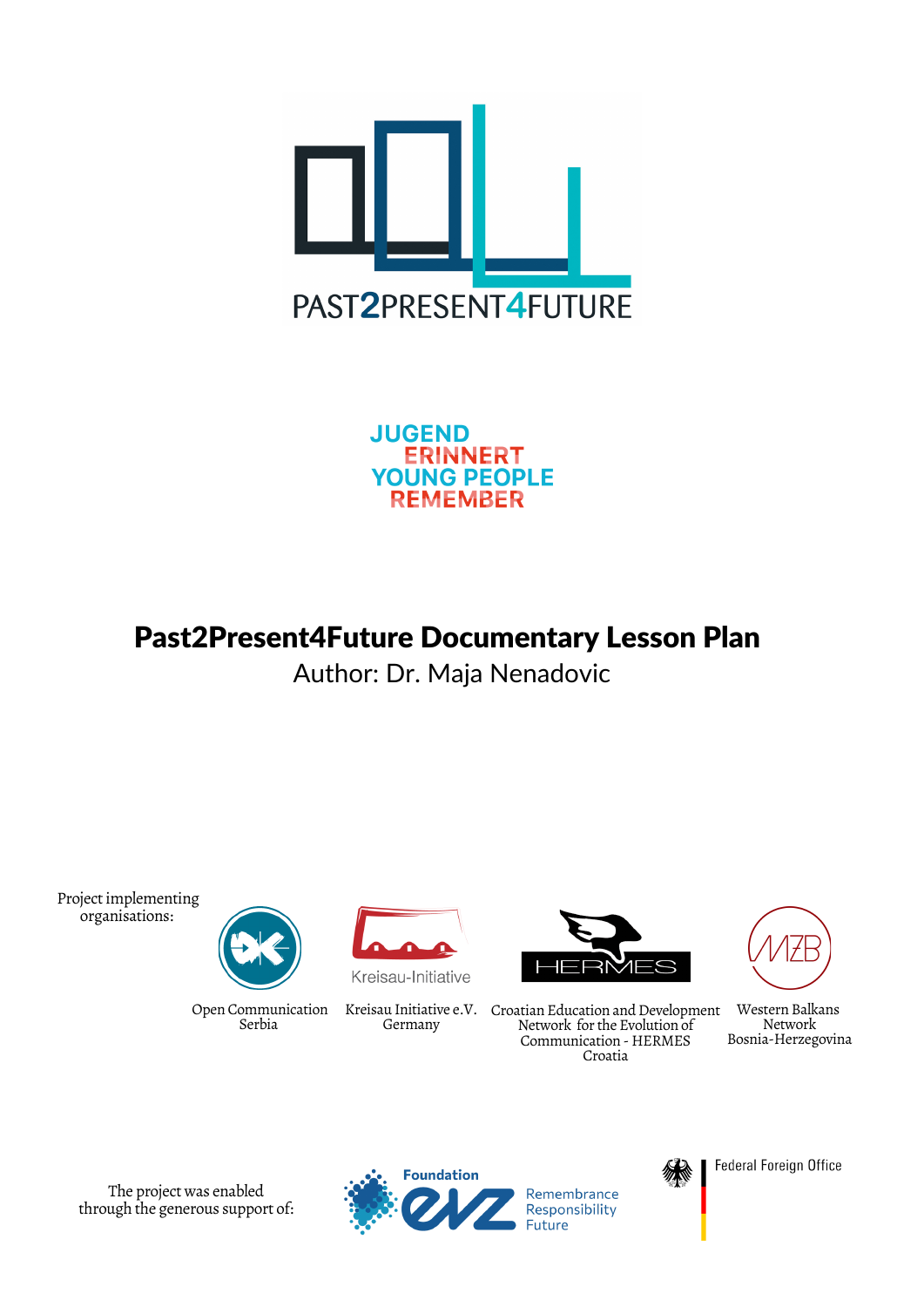PAST2PRESENT4FUTURE

JUGEND
ERINNERT
YOUNG PEOPLE
REMEMBER

# Past2Present4Future Documentary Lesson Plan

Author: Dr. Maja Nenadovic

Project implementing organisations:

Open Communication Serbia

Kreisau Initiative e.V. Germany

Croatian Education and Development Network for the Evolution of Communication - HERMES Croatia

Western Balkans Network Bosnia-Herzegovina

The project was enabled through the generous support of:

Foundation EVZ Remembrance Responsibility Future

Federal Foreign Office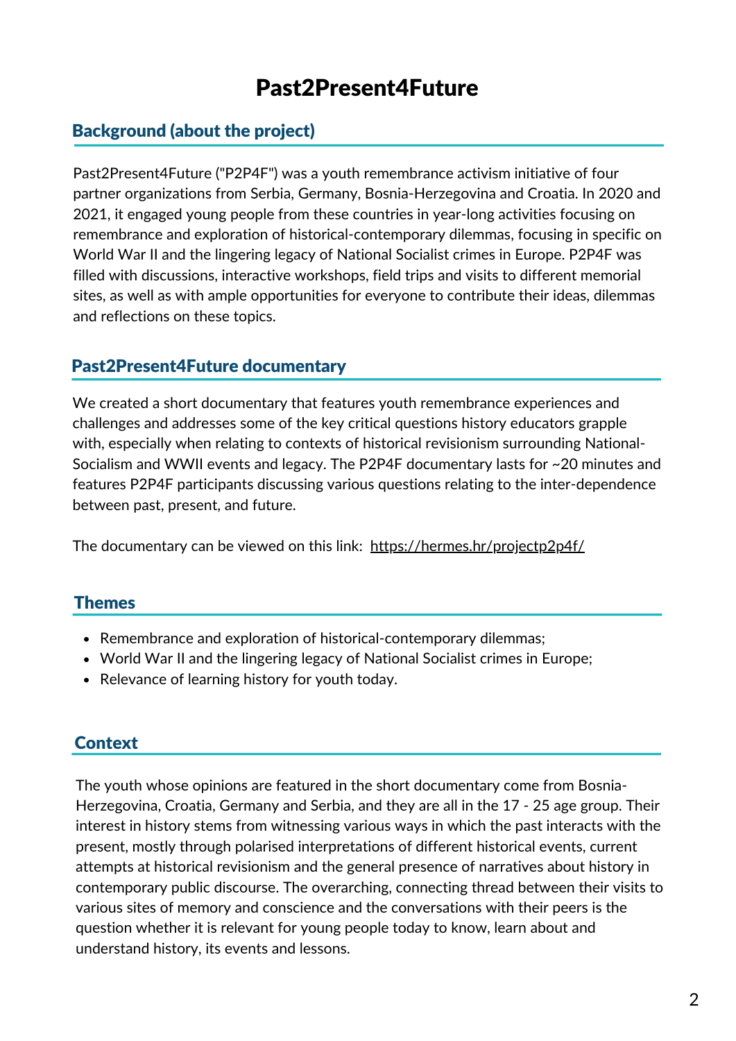# Past2Present4Future

## Background (about the project)

Past2Present4Future ("P2P4F") was a youth remembrance activism initiative of four partner organizations from Serbia, Germany, Bosnia-Herzegovina and Croatia. In 2020 and 2021, it engaged young people from these countries in year-long activities focusing on remembrance and exploration of historical-contemporary dilemmas, focusing in specific on World War II and the lingering legacy of National Socialist crimes in Europe. P2P4F was filled with discussions, interactive workshops, field trips and visits to different memorial sites, as well as with ample opportunities for everyone to contribute their ideas, dilemmas and reflections on these topics.

## Past2Present4Future documentary

We created a short documentary that features youth remembrance experiences and challenges and addresses some of the key critical questions history educators grapple with, especially when relating to contexts of historical revisionism surrounding National-Socialism and WWII events and legacy. The P2P4F documentary lasts for ~20 minutes and features P2P4F participants discussing various questions relating to the inter-dependence between past, present, and future.

The documentary can be viewed on this link: https://hermes.hr/projectp2p4f/

## Themes

- Remembrance and exploration of historical-contemporary dilemmas;
- World War II and the lingering legacy of National Socialist crimes in Europe;
- Relevance of learning history for youth today.

## Context

The youth whose opinions are featured in the short documentary come from Bosnia-Herzegovina, Croatia, Germany and Serbia, and they are all in the 17 - 25 age group. Their interest in history stems from witnessing various ways in which the past interacts with the present, mostly through polarised interpretations of different historical events, current attempts at historical revisionism and the general presence of narratives about history in contemporary public discourse. The overarching, connecting thread between their visits to various sites of memory and conscience and the conversations with their peers is the question whether it is relevant for young people today to know, learn about and understand history, its events and lessons.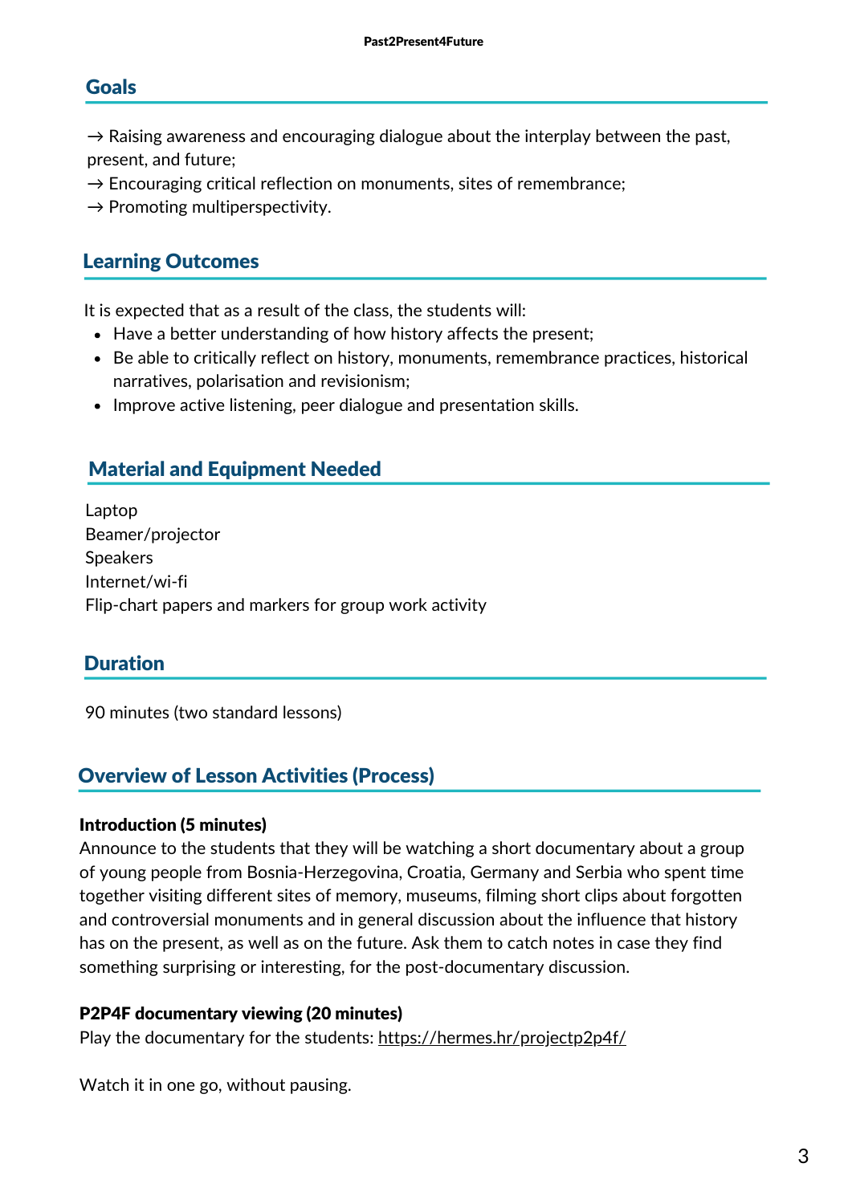## Goals

→ Raising awareness and encouraging dialogue about the interplay between the past, present, and future;
→ Encouraging critical reflection on monuments, sites of remembrance;
→ Promoting multiperspectivity.

## Learning Outcomes

It is expected that as a result of the class, the students will:

- Have a better understanding of how history affects the present;
- Be able to critically reflect on history, monuments, remembrance practices, historical narratives, polarisation and revisionism;
- Improve active listening, peer dialogue and presentation skills.

## Material and Equipment Needed

Laptop
Beamer/projector
Speakers
Internet/wi-fi
Flip-chart papers and markers for group work activity

## Duration

90 minutes (two standard lessons)

## Overview of Lesson Activities (Process)

**Introduction (5 minutes)**
Announce to the students that they will be watching a short documentary about a group of young people from Bosnia-Herzegovina, Croatia, Germany and Serbia who spent time together visiting different sites of memory, museums, filming short clips about forgotten and controversial monuments and in general discussion about the influence that history has on the present, as well as on the future. Ask them to catch notes in case they find something surprising or interesting, for the post-documentary discussion.

**P2P4F documentary viewing (20 minutes)**
Play the documentary for the students: https://hermes.hr/projectp2p4f/

Watch it in one go, without pausing.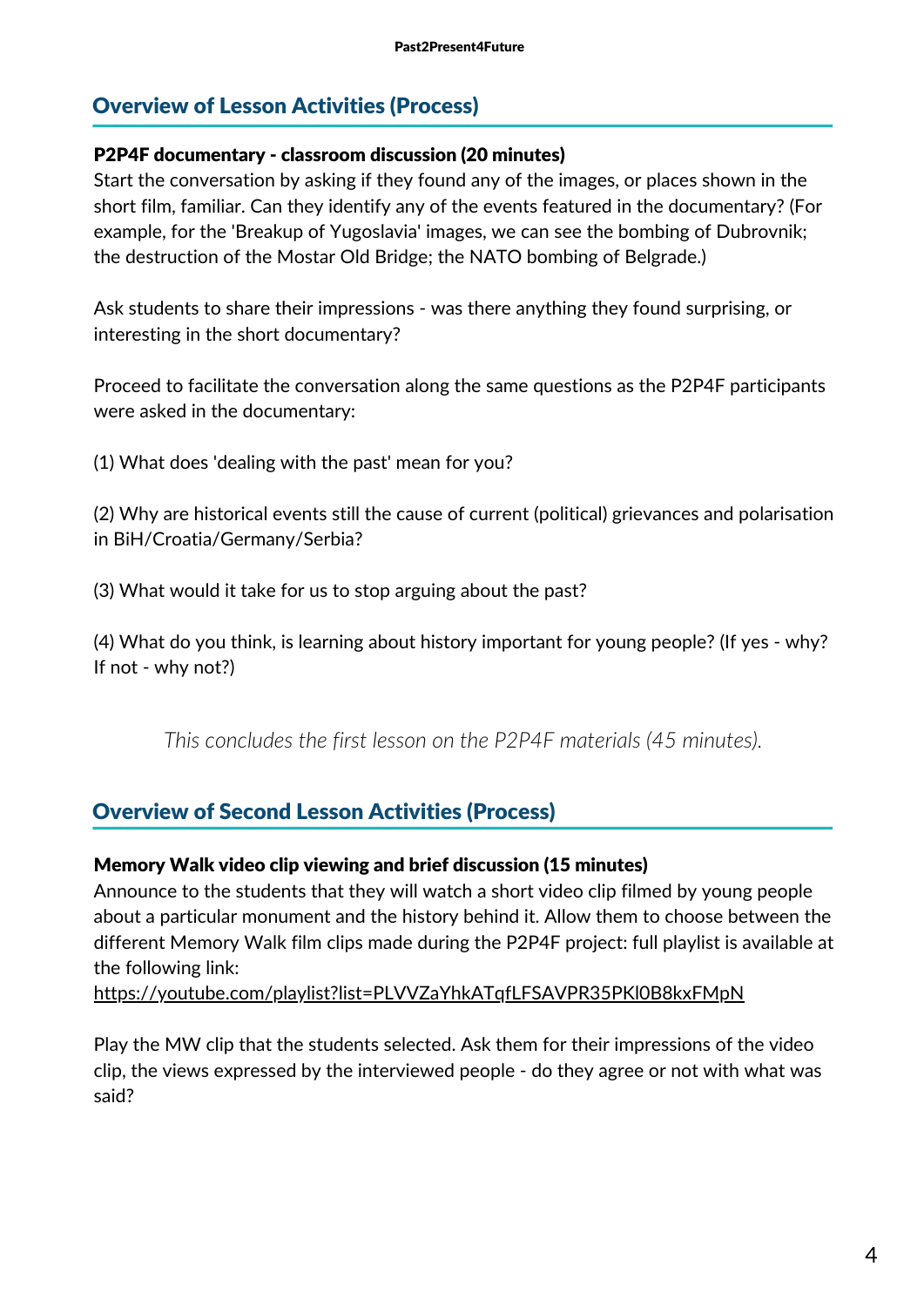## Overview of Lesson Activities (Process)

**P2P4F documentary - classroom discussion (20 minutes)**

Start the conversation by asking if they found any of the images, or places shown in the short film, familiar. Can they identify any of the events featured in the documentary? (For example, for the 'Breakup of Yugoslavia' images, we can see the bombing of Dubrovnik; the destruction of the Mostar Old Bridge; the NATO bombing of Belgrade.)

Ask students to share their impressions - was there anything they found surprising, or interesting in the short documentary?

Proceed to facilitate the conversation along the same questions as the P2P4F participants were asked in the documentary:

(1) What does 'dealing with the past' mean for you?

(2) Why are historical events still the cause of current (political) grievances and polarisation in BiH/Croatia/Germany/Serbia?

(3) What would it take for us to stop arguing about the past?

(4) What do you think, is learning about history important for young people? (If yes - why? If not - why not?)

*This concludes the first lesson on the P2P4F materials (45 minutes).*

## Overview of Second Lesson Activities (Process)

**Memory Walk video clip viewing and brief discussion (15 minutes)**

Announce to the students that they will watch a short video clip filmed by young people about a particular monument and the history behind it. Allow them to choose between the different Memory Walk film clips made during the P2P4F project: full playlist is available at the following link:
https://youtube.com/playlist?list=PLVVZaYhkATqfLFSAVPR35PKl0B8kxFMpN

Play the MW clip that the students selected. Ask them for their impressions of the video clip, the views expressed by the interviewed people - do they agree or not with what was said?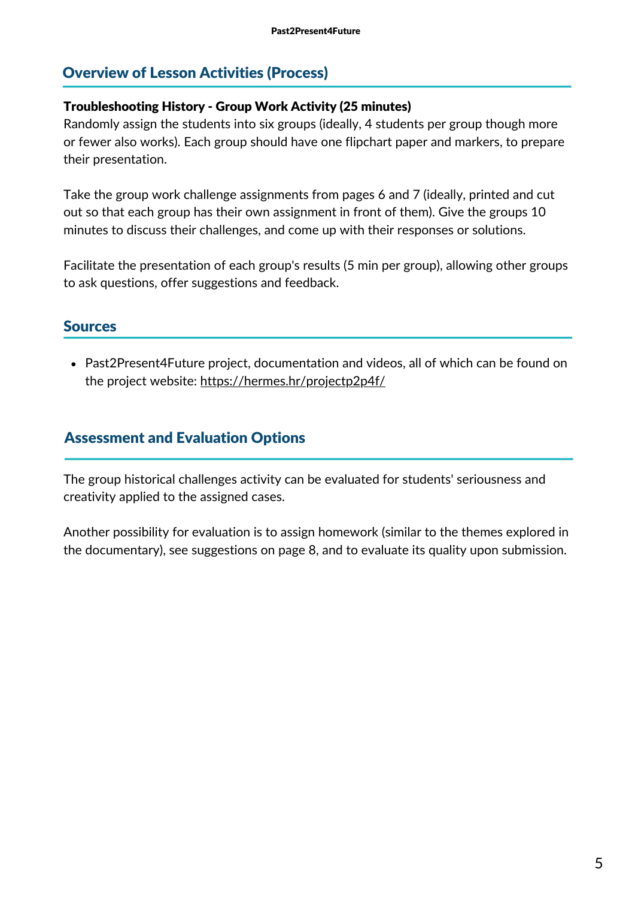## Overview of Lesson Activities (Process)

**Troubleshooting History - Group Work Activity (25 minutes)**

Randomly assign the students into six groups (ideally, 4 students per group though more or fewer also works). Each group should have one flipchart paper and markers, to prepare their presentation.

Take the group work challenge assignments from pages 6 and 7 (ideally, printed and cut out so that each group has their own assignment in front of them). Give the groups 10 minutes to discuss their challenges, and come up with their responses or solutions.

Facilitate the presentation of each group's results (5 min per group), allowing other groups to ask questions, offer suggestions and feedback.

## Sources

- Past2Present4Future project, documentation and videos, all of which can be found on the project website: [https://hermes.hr/projectp2p4f/](https://hermes.hr/projectp2p4f/)

## Assessment and Evaluation Options

The group historical challenges activity can be evaluated for students' seriousness and creativity applied to the assigned cases.

Another possibility for evaluation is to assign homework (similar to the themes explored in the documentary), see suggestions on page 8, and to evaluate its quality upon submission.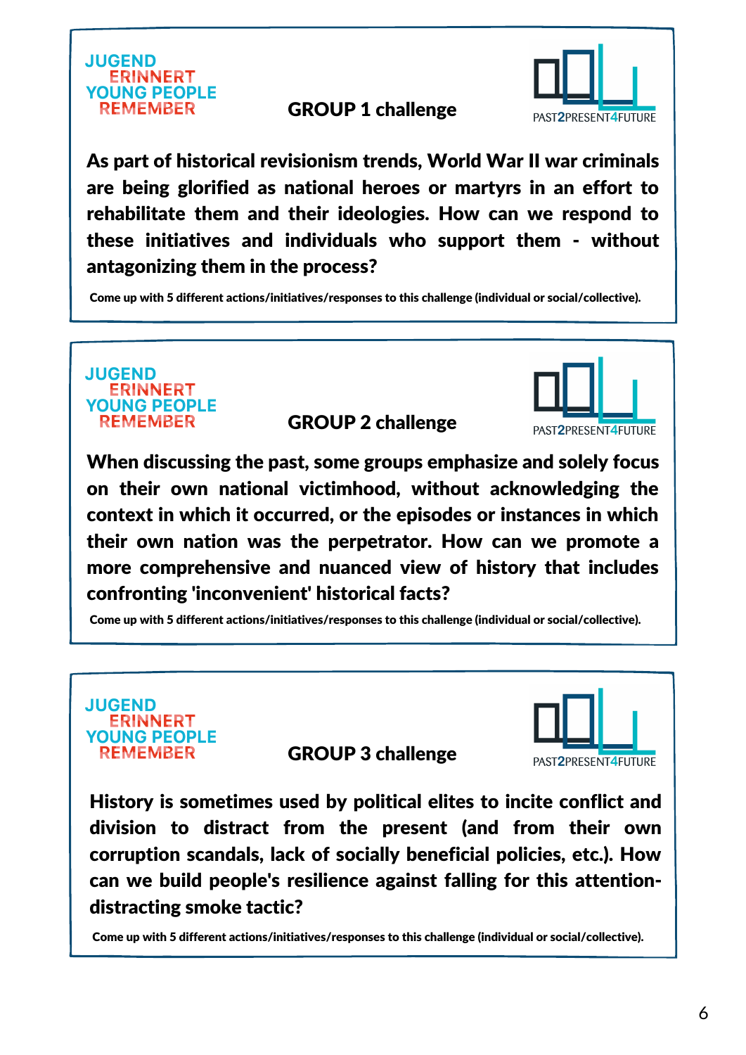JUGEND ERINNERT YOUNG PEOPLE REMEMBER

## GROUP 1 challenge

PAST2PRESENT4FUTURE

**As part of historical revisionism trends, World War II war criminals are being glorified as national heroes or martyrs in an effort to rehabilitate them and their ideologies. How can we respond to these initiatives and individuals who support them - without antagonizing them in the process?**

**Come up with 5 different actions/initiatives/responses to this challenge (individual or social/collective).**

JUGEND ERINNERT YOUNG PEOPLE REMEMBER

## GROUP 2 challenge

PAST2PRESENT4FUTURE

**When discussing the past, some groups emphasize and solely focus on their own national victimhood, without acknowledging the context in which it occurred, or the episodes or instances in which their own nation was the perpetrator. How can we promote a more comprehensive and nuanced view of history that includes confronting 'inconvenient' historical facts?**

**Come up with 5 different actions/initiatives/responses to this challenge (individual or social/collective).**

JUGEND ERINNERT YOUNG PEOPLE REMEMBER

## GROUP 3 challenge

PAST2PRESENT4FUTURE

**History is sometimes used by political elites to incite conflict and division to distract from the present (and from their own corruption scandals, lack of socially beneficial policies, etc.). How can we build people's resilience against falling for this attention-distracting smoke tactic?**

**Come up with 5 different actions/initiatives/responses to this challenge (individual or social/collective).**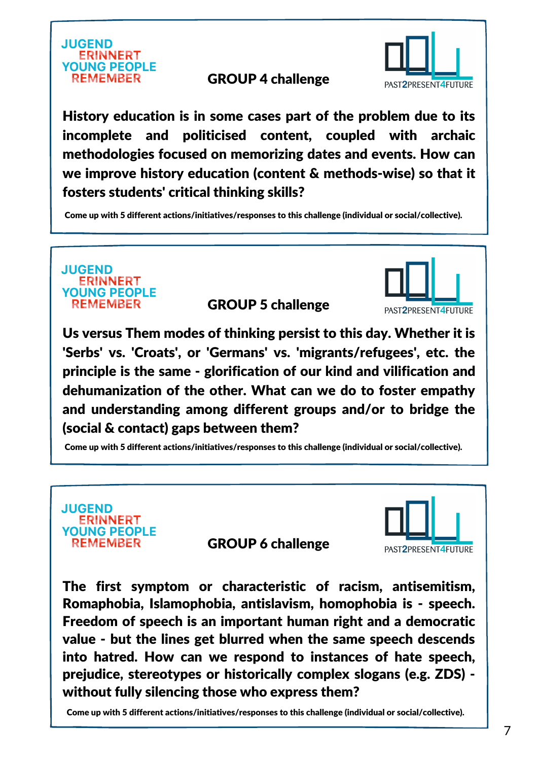JUGEND
ERINNERT
YOUNG PEOPLE
REMEMBER

## GROUP 4 challenge

PAST2PRESENT4FUTURE

**History education is in some cases part of the problem due to its incomplete and politicised content, coupled with archaic methodologies focused on memorizing dates and events. How can we improve history education (content & methods-wise) so that it fosters students' critical thinking skills?**

**Come up with 5 different actions/initiatives/responses to this challenge (individual or social/collective).**

JUGEND
ERINNERT
YOUNG PEOPLE
REMEMBER

## GROUP 5 challenge

PAST2PRESENT4FUTURE

**Us versus Them modes of thinking persist to this day. Whether it is 'Serbs' vs. 'Croats', or 'Germans' vs. 'migrants/refugees', etc. the principle is the same - glorification of our kind and vilification and dehumanization of the other. What can we do to foster empathy and understanding among different groups and/or to bridge the (social & contact) gaps between them?**

**Come up with 5 different actions/initiatives/responses to this challenge (individual or social/collective).**

JUGEND
ERINNERT
YOUNG PEOPLE
REMEMBER

## GROUP 6 challenge

PAST2PRESENT4FUTURE

**The first symptom or characteristic of racism, antisemitism, Romaphobia, Islamophobia, antislavism, homophobia is - speech. Freedom of speech is an important human right and a democratic value - but the lines get blurred when the same speech descends into hatred. How can we respond to instances of hate speech, prejudice, stereotypes or historically complex slogans (e.g. ZDS) - without fully silencing those who express them?**

**Come up with 5 different actions/initiatives/responses to this challenge (individual or social/collective).**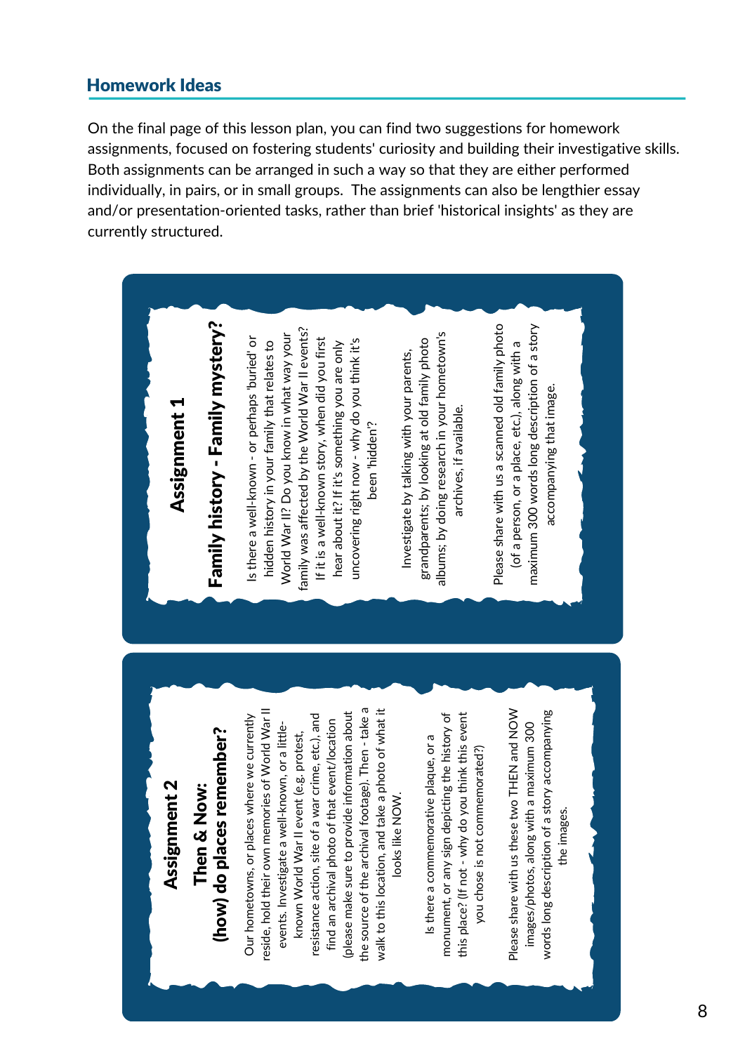## Homework Ideas

On the final page of this lesson plan, you can find two suggestions for homework assignments, focused on fostering students' curiosity and building their investigative skills. Both assignments can be arranged in such a way so that they are either performed individually, in pairs, or in small groups. The assignments can also be lengthier essay and/or presentation-oriented tasks, rather than brief 'historical insights' as they are currently structured.

### Assignment 1

**Family history - Family mystery?**

Is there a well-known - or perhaps 'buried' or hidden history in your family that relates to World War II? Do you know in what way your family was affected by the World War II events? If it is a well-known story, when did you first hear about it? If it's something you are only uncovering right now - why do you think it's been 'hidden'?

Investigate by talking with your parents, grandparents; by looking at old family photo albums; by doing research in your hometown's archives, if available.

Please share with us a scanned old family photo (of a person, or a place, etc.), along with a maximum 300 words long description of a story accompanying that image.

### Assignment 2

**Then & Now: (how) do places remember?**

Our hometowns, or places where we currently reside, hold their own memories of World War II events. Investigate a well-known, or a little-known World War II event (e.g. protest, resistance action, site of a war crime, etc.), and find an archival photo of that event/location (please make sure to provide information about the source of the archival footage). Then - take a walk to this location, and take a photo of what it looks like NOW.

Is there a commemorative plaque, or a monument, or any sign depicting the history of this place? (If not - why do you think this event you chose is not commemorated?)

Please share with us these two THEN and NOW images/photos, along with a maximum 300 words long description of a story accompanying the images.